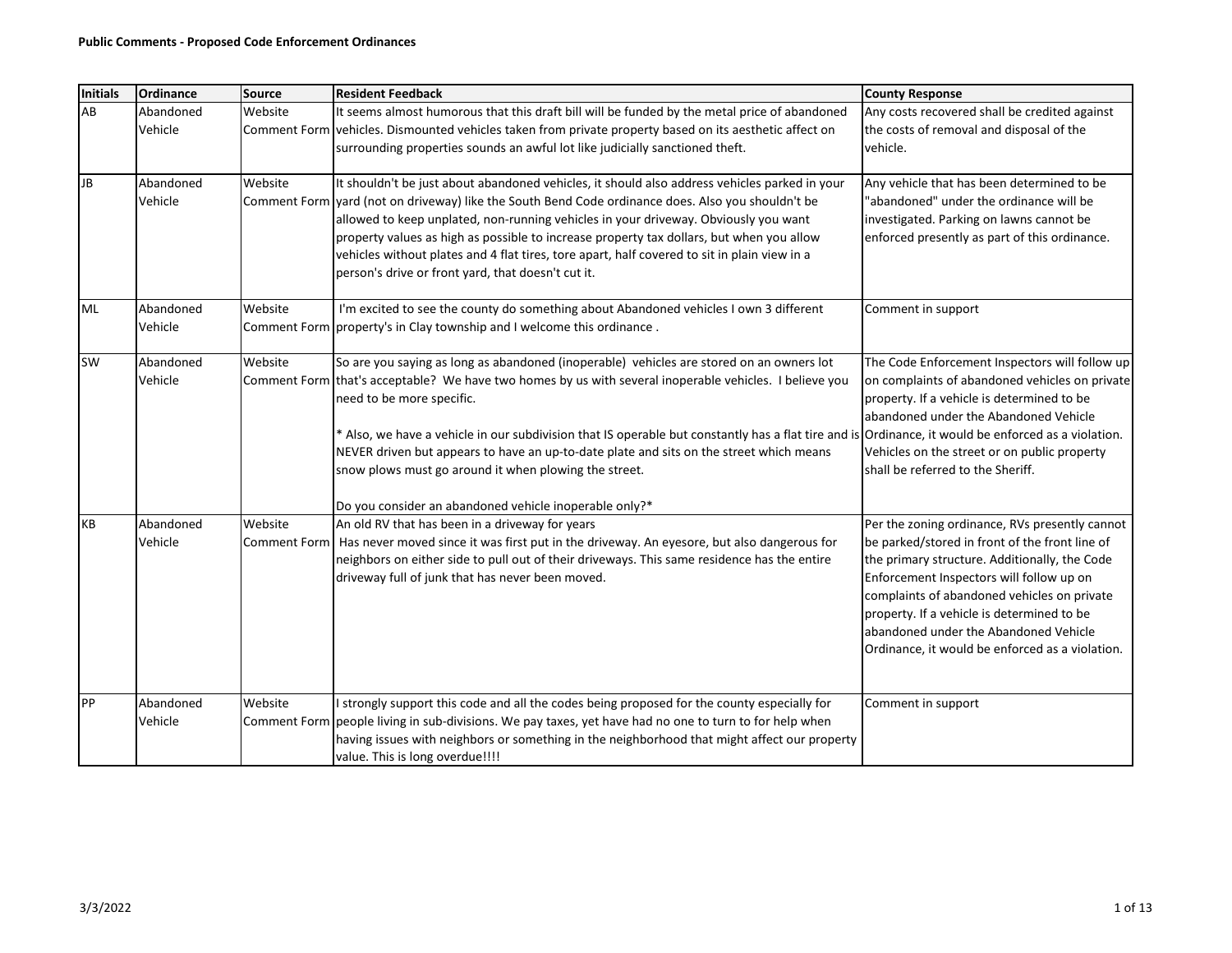**Public Comments - Proposed Code Enforcement Ordinances**

| Initials | Ordinance | Source | Resident Feedback | County Response |
|---|---|---|---|---|
| AB | Abandoned Vehicle | Website Comment Form | It seems almost humorous that this draft bill will be funded by the metal price of abandoned vehicles. Dismounted vehicles taken from private property based on its aesthetic affect on surrounding properties sounds an awful lot like judicially sanctioned theft. | Any costs recovered shall be credited against the costs of removal and disposal of the vehicle. |
| JB | Abandoned Vehicle | Website Comment Form | It shouldn't be just about abandoned vehicles, it should also address vehicles parked in your yard (not on driveway) like the South Bend Code ordinance does. Also you shouldn't be allowed to keep unplated, non-running vehicles in your driveway. Obviously you want property values as high as possible to increase property tax dollars, but when you allow vehicles without plates and 4 flat tires, tore apart, half covered to sit in plain view in a person's drive or front yard, that doesn't cut it. | Any vehicle that has been determined to be "abandoned" under the ordinance will be investigated. Parking on lawns cannot be enforced presently as part of this ordinance. |
| ML | Abandoned Vehicle | Website Comment Form | I'm excited to see the county do something about Abandoned vehicles I own 3 different property's in Clay township and I welcome this ordinance . | Comment in support |
| SW | Abandoned Vehicle | Website Comment Form | So are you saying as long as abandoned (inoperable) vehicles are stored on an owners lot that's acceptable? We have two homes by us with several inoperable vehicles. I believe you need to be more specific.<br><br>* Also, we have a vehicle in our subdivision that IS operable but constantly has a flat tire and is NEVER driven but appears to have an up-to-date plate and sits on the street which means snow plows must go around it when plowing the street.<br><br>Do you consider an abandoned vehicle inoperable only?* | The Code Enforcement Inspectors will follow up on complaints of abandoned vehicles on private property. If a vehicle is determined to be abandoned under the Abandoned Vehicle Ordinance, it would be enforced as a violation. Vehicles on the street or on public property shall be referred to the Sheriff. |
| KB | Abandoned Vehicle | Website Comment Form | An old RV that has been in a driveway for years<br>Has never moved since it was first put in the driveway. An eyesore, but also dangerous for neighbors on either side to pull out of their driveways. This same residence has the entire driveway full of junk that has never been moved. | Per the zoning ordinance, RVs presently cannot be parked/stored in front of the front line of the primary structure. Additionally, the Code Enforcement Inspectors will follow up on complaints of abandoned vehicles on private property. If a vehicle is determined to be abandoned under the Abandoned Vehicle Ordinance, it would be enforced as a violation. |
| PP | Abandoned Vehicle | Website Comment Form | I strongly support this code and all the codes being proposed for the county especially for people living in sub-divisions. We pay taxes, yet have had no one to turn to for help when having issues with neighbors or something in the neighborhood that might affect our property value. This is long overdue!!!! | Comment in support |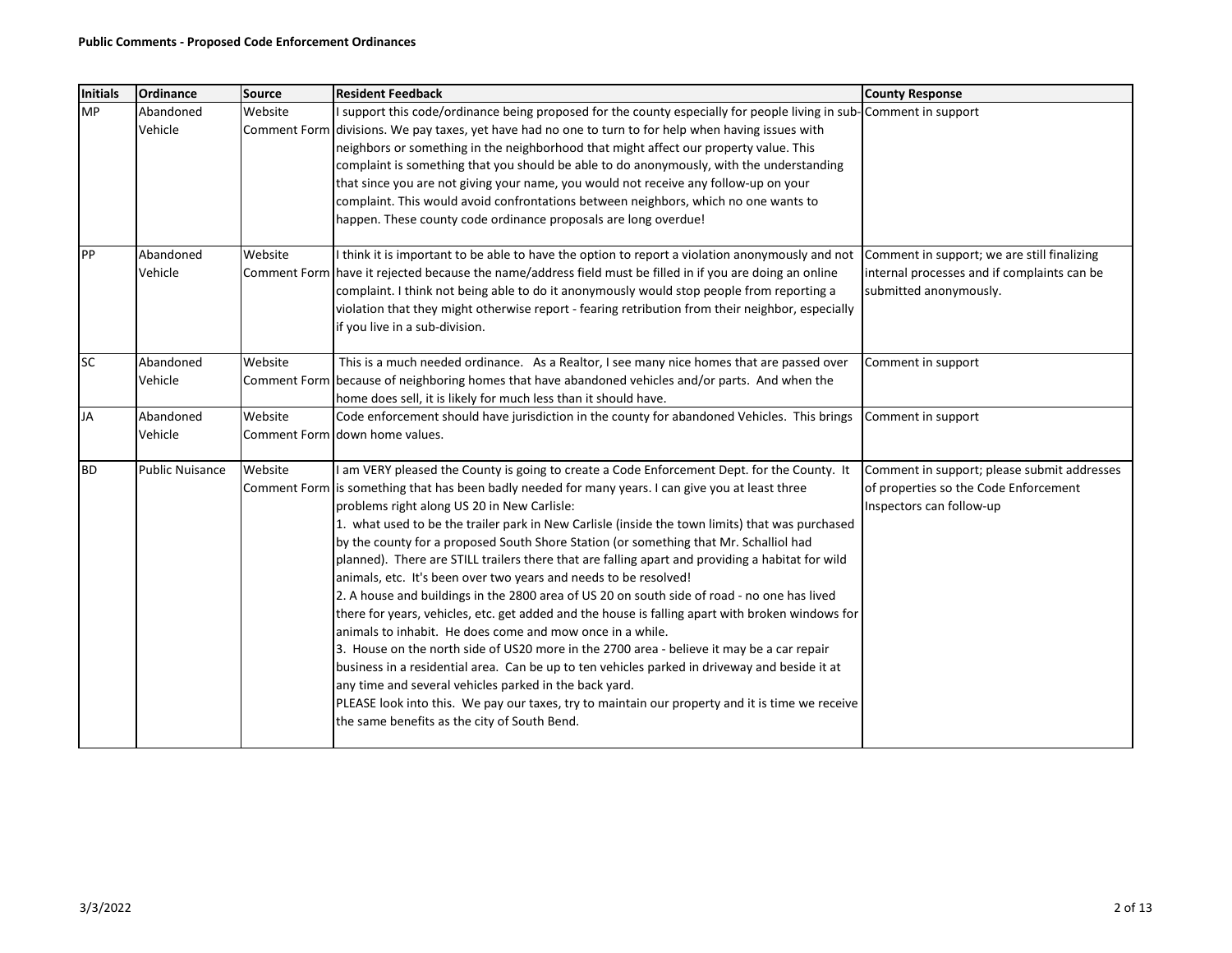**Public Comments - Proposed Code Enforcement Ordinances**

| Initials | Ordinance | Source | Resident Feedback | County Response |
|---|---|---|---|---|
| MP | Abandoned Vehicle | Website Comment Form | I support this code/ordinance being proposed for the county especially for people living in sub-divisions. We pay taxes, yet have had no one to turn to for help when having issues with neighbors or something in the neighborhood that might affect our property value. This complaint is something that you should be able to do anonymously, with the understanding that since you are not giving your name, you would not receive any follow-up on your complaint. This would avoid confrontations between neighbors, which no one wants to happen. These county code ordinance proposals are long overdue! | Comment in support |
| PP | Abandoned Vehicle | Website Comment Form | I think it is important to be able to have the option to report a violation anonymously and not have it rejected because the name/address field must be filled in if you are doing an online complaint. I think not being able to do it anonymously would stop people from reporting a violation that they might otherwise report - fearing retribution from their neighbor, especially if you live in a sub-division. | Comment in support; we are still finalizing internal processes and if complaints can be submitted anonymously. |
| SC | Abandoned Vehicle | Website Comment Form | This is a much needed ordinance. As a Realtor, I see many nice homes that are passed over because of neighboring homes that have abandoned vehicles and/or parts. And when the home does sell, it is likely for much less than it should have. | Comment in support |
| JA | Abandoned Vehicle | Website Comment Form | Code enforcement should have jurisdiction in the county for abandoned Vehicles. This brings down home values. | Comment in support |
| BD | Public Nuisance | Website Comment Form | I am VERY pleased the County is going to create a Code Enforcement Dept. for the County. It is something that has been badly needed for many years. I can give you at least three problems right along US 20 in New Carlisle:<br>1. what used to be the trailer park in New Carlisle (inside the town limits) that was purchased by the county for a proposed South Shore Station (or something that Mr. Schalliol had planned). There are STILL trailers there that are falling apart and providing a habitat for wild animals, etc. It's been over two years and needs to be resolved!<br>2. A house and buildings in the 2800 area of US 20 on south side of road - no one has lived there for years, vehicles, etc. get added and the house is falling apart with broken windows for animals to inhabit. He does come and mow once in a while.<br>3. House on the north side of US20 more in the 2700 area - believe it may be a car repair business in a residential area. Can be up to ten vehicles parked in driveway and beside it at any time and several vehicles parked in the back yard.<br>PLEASE look into this. We pay our taxes, try to maintain our property and it is time we receive the same benefits as the city of South Bend. | Comment in support; please submit addresses of properties so the Code Enforcement Inspectors can follow-up |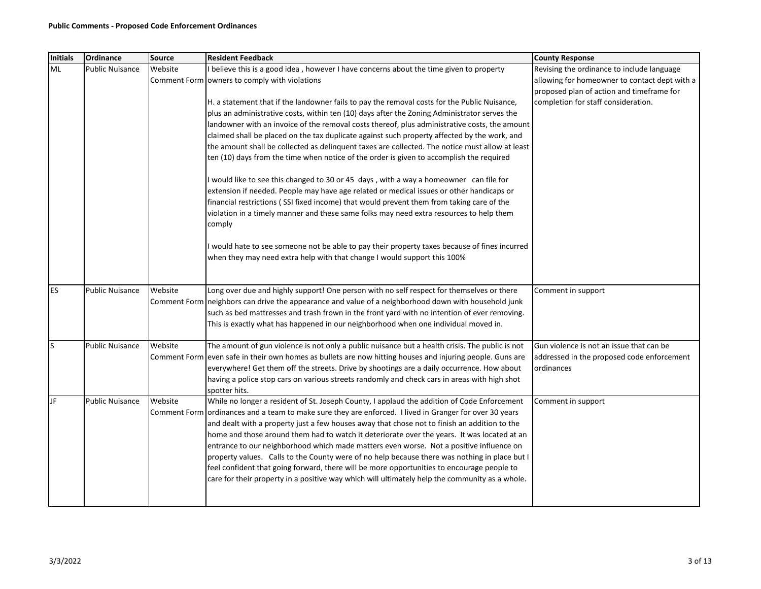**Public Comments - Proposed Code Enforcement Ordinances**

| Initials | Ordinance | Source | Resident Feedback | County Response |
|---|---|---|---|---|
| ML | Public Nuisance | Website Comment Form | I believe this is a good idea , however I have concerns about the time given to property owners to comply with violations<br><br>H. a statement that if the landowner fails to pay the removal costs for the Public Nuisance, plus an administrative costs, within ten (10) days after the Zoning Administrator serves the landowner with an invoice of the removal costs thereof, plus administrative costs, the amount claimed shall be placed on the tax duplicate against such property affected by the work, and the amount shall be collected as delinquent taxes are collected. The notice must allow at least ten (10) days from the time when notice of the order is given to accomplish the required<br><br>I would like to see this changed to 30 or 45 days , with a way a homeowner can file for extension if needed. People may have age related or medical issues or other handicaps or financial restrictions ( SSI fixed income) that would prevent them from taking care of the violation in a timely manner and these same folks may need extra resources to help them comply<br><br>I would hate to see someone not be able to pay their property taxes because of fines incurred when they may need extra help with that change I would support this 100% | Revising the ordinance to include language allowing for homeowner to contact dept with a proposed plan of action and timeframe for completion for staff consideration. |
| ES | Public Nuisance | Website Comment Form | Long over due and highly support! One person with no self respect for themselves or there neighbors can drive the appearance and value of a neighborhood down with household junk such as bed mattresses and trash frown in the front yard with no intention of ever removing. This is exactly what has happened in our neighborhood when one individual moved in. | Comment in support |
| S | Public Nuisance | Website Comment Form | The amount of gun violence is not only a public nuisance but a health crisis. The public is not even safe in their own homes as bullets are now hitting houses and injuring people. Guns are everywhere! Get them off the streets. Drive by shootings are a daily occurrence. How about having a police stop cars on various streets randomly and check cars in areas with high shot spotter hits. | Gun violence is not an issue that can be addressed in the proposed code enforcement ordinances |
| JF | Public Nuisance | Website Comment Form | While no longer a resident of St. Joseph County, I applaud the addition of Code Enforcement ordinances and a team to make sure they are enforced. I lived in Granger for over 30 years and dealt with a property just a few houses away that chose not to finish an addition to the home and those around them had to watch it deteriorate over the years. It was located at an entrance to our neighborhood which made matters even worse. Not a positive influence on property values. Calls to the County were of no help because there was nothing in place but I feel confident that going forward, there will be more opportunities to encourage people to care for their property in a positive way which will ultimately help the community as a whole. | Comment in support |

3/3/2022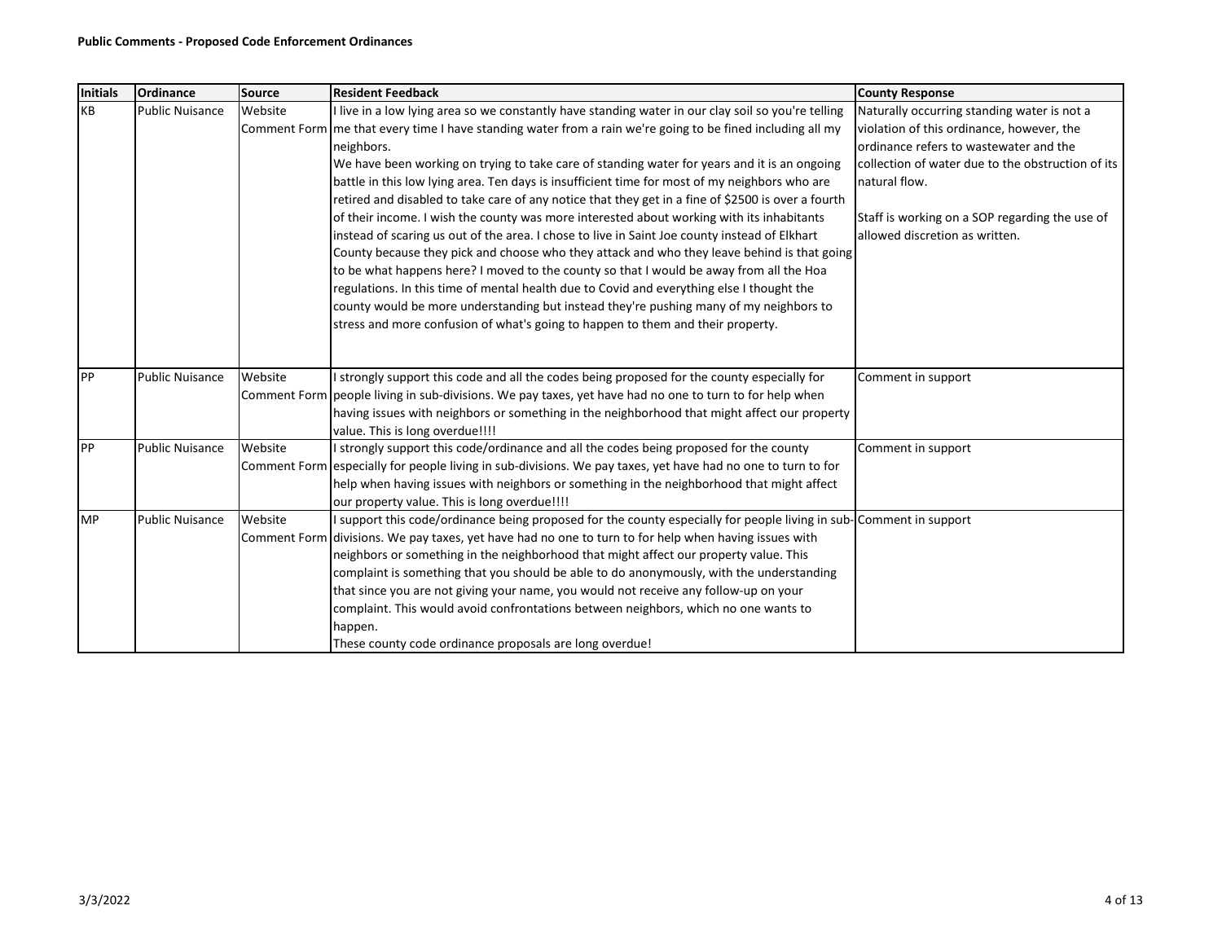**Public Comments - Proposed Code Enforcement Ordinances**

| Initials | Ordinance | Source | Resident Feedback | County Response |
|---|---|---|---|---|
| KB | Public Nuisance | Website Comment Form | I live in a low lying area so we constantly have standing water in our clay soil so you're telling me that every time I have standing water from a rain we're going to be fined including all my neighbors.<br>We have been working on trying to take care of standing water for years and it is an ongoing battle in this low lying area. Ten days is insufficient time for most of my neighbors who are retired and disabled to take care of any notice that they get in a fine of $2500 is over a fourth of their income. I wish the county was more interested about working with its inhabitants instead of scaring us out of the area. I chose to live in Saint Joe county instead of Elkhart County because they pick and choose who they attack and who they leave behind is that going to be what happens here? I moved to the county so that I would be away from all the Hoa regulations. In this time of mental health due to Covid and everything else I thought the county would be more understanding but instead they're pushing many of my neighbors to stress and more confusion of what's going to happen to them and their property. | Naturally occurring standing water is not a violation of this ordinance, however, the ordinance refers to wastewater and the collection of water due to the obstruction of its natural flow.<br><br>Staff is working on a SOP regarding the use of allowed discretion as written. |
| PP | Public Nuisance | Website Comment Form | I strongly support this code and all the codes being proposed for the county especially for people living in sub-divisions. We pay taxes, yet have had no one to turn to for help when having issues with neighbors or something in the neighborhood that might affect our property value. This is long overdue!!!! | Comment in support |
| PP | Public Nuisance | Website Comment Form | I strongly support this code/ordinance and all the codes being proposed for the county especially for people living in sub-divisions. We pay taxes, yet have had no one to turn to for help when having issues with neighbors or something in the neighborhood that might affect our property value. This is long overdue!!!! | Comment in support |
| MP | Public Nuisance | Website Comment Form | I support this code/ordinance being proposed for the county especially for people living in sub-divisions. We pay taxes, yet have had no one to turn to for help when having issues with neighbors or something in the neighborhood that might affect our property value. This complaint is something that you should be able to do anonymously, with the understanding that since you are not giving your name, you would not receive any follow-up on your complaint. This would avoid confrontations between neighbors, which no one wants to happen.<br>These county code ordinance proposals are long overdue! | Comment in support |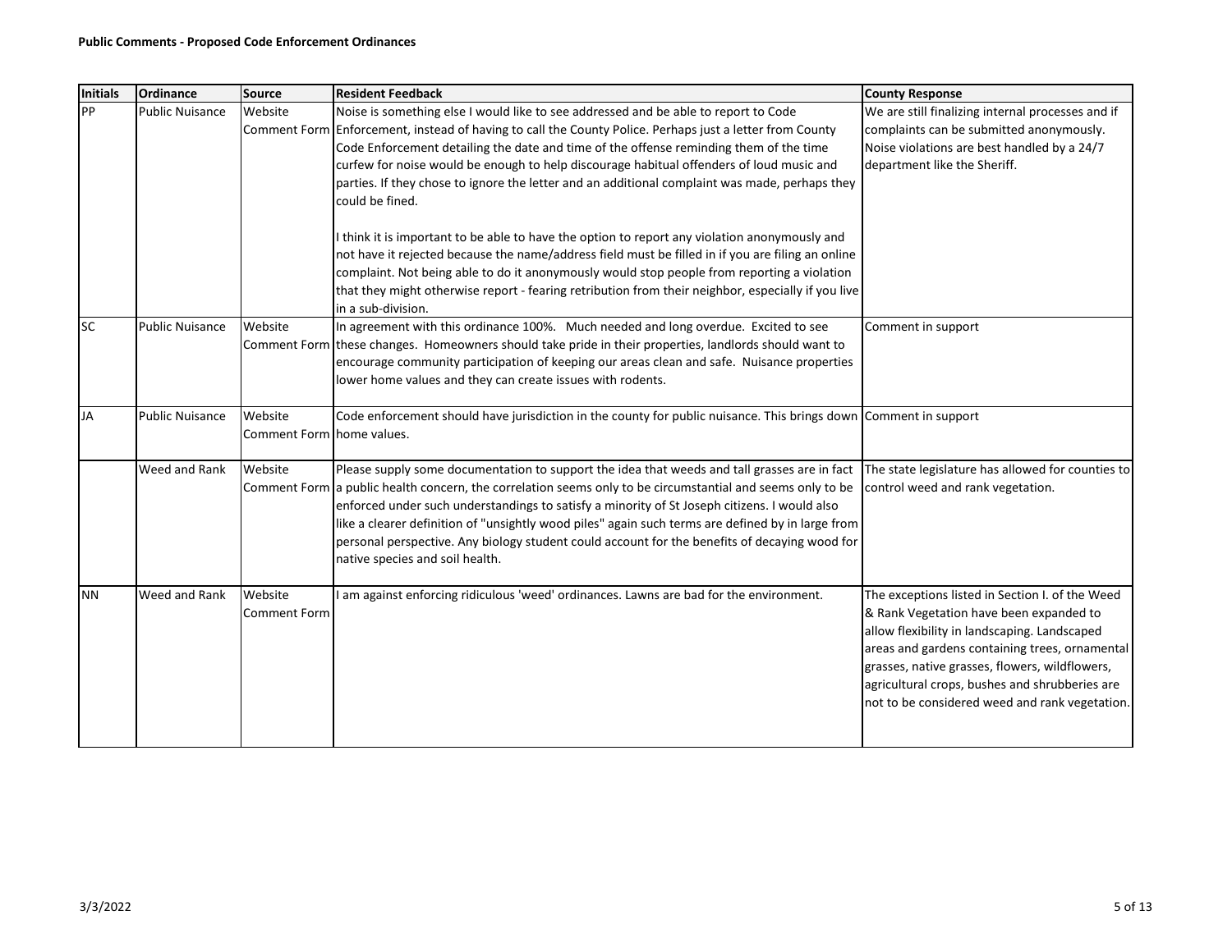**Public Comments - Proposed Code Enforcement Ordinances**

| Initials | Ordinance | Source | Resident Feedback | County Response |
|---|---|---|---|---|
| PP | Public Nuisance | Website Comment Form | Noise is something else I would like to see addressed and be able to report to Code Enforcement, instead of having to call the County Police. Perhaps just a letter from County Code Enforcement detailing the date and time of the offense reminding them of the time curfew for noise would be enough to help discourage habitual offenders of loud music and parties. If they chose to ignore the letter and an additional complaint was made, perhaps they could be fined.<br><br>I think it is important to be able to have the option to report any violation anonymously and not have it rejected because the name/address field must be filled in if you are filing an online complaint. Not being able to do it anonymously would stop people from reporting a violation that they might otherwise report - fearing retribution from their neighbor, especially if you live in a sub-division. | We are still finalizing internal processes and if complaints can be submitted anonymously. Noise violations are best handled by a 24/7 department like the Sheriff. |
| SC | Public Nuisance | Website Comment Form | In agreement with this ordinance 100%. Much needed and long overdue. Excited to see these changes. Homeowners should take pride in their properties, landlords should want to encourage community participation of keeping our areas clean and safe. Nuisance properties lower home values and they can create issues with rodents. | Comment in support |
| JA | Public Nuisance | Website Comment Form | Code enforcement should have jurisdiction in the county for public nuisance. This brings down home values. | Comment in support |
| | Weed and Rank | Website Comment Form | Please supply some documentation to support the idea that weeds and tall grasses are in fact a public health concern, the correlation seems only to be circumstantial and seems only to be enforced under such understandings to satisfy a minority of St Joseph citizens. I would also like a clearer definition of "unsightly wood piles" again such terms are defined by in large from personal perspective. Any biology student could account for the benefits of decaying wood for native species and soil health. | The state legislature has allowed for counties to control weed and rank vegetation. |
| NN | Weed and Rank | Website Comment Form | I am against enforcing ridiculous 'weed' ordinances. Lawns are bad for the environment. | The exceptions listed in Section I. of the Weed & Rank Vegetation have been expanded to allow flexibility in landscaping. Landscaped areas and gardens containing trees, ornamental grasses, native grasses, flowers, wildflowers, agricultural crops, bushes and shrubberies are not to be considered weed and rank vegetation. |

3/3/2022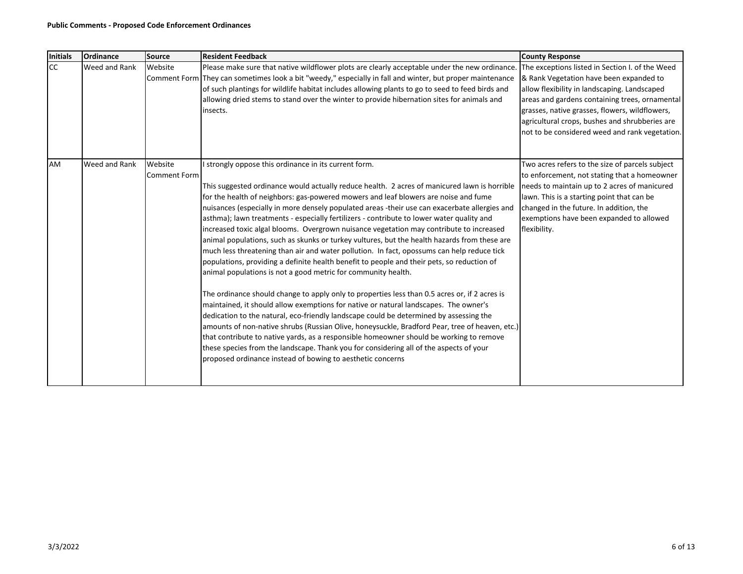**Public Comments - Proposed Code Enforcement Ordinances**

| Initials | Ordinance | Source | Resident Feedback | County Response |
|---|---|---|---|---|
| CC | Weed and Rank | Website Comment Form | Please make sure that native wildflower plots are clearly acceptable under the new ordinance. They can sometimes look a bit "weedy," especially in fall and winter, but proper maintenance of such plantings for wildlife habitat includes allowing plants to go to seed to feed birds and allowing dried stems to stand over the winter to provide hibernation sites for animals and insects. | The exceptions listed in Section I. of the Weed & Rank Vegetation have been expanded to allow flexibility in landscaping. Landscaped areas and gardens containing trees, ornamental grasses, native grasses, flowers, wildflowers, agricultural crops, bushes and shrubberies are not to be considered weed and rank vegetation. |
| AM | Weed and Rank | Website Comment Form | I strongly oppose this ordinance in its current form.<br><br>This suggested ordinance would actually reduce health. 2 acres of manicured lawn is horrible for the health of neighbors: gas-powered mowers and leaf blowers are noise and fume nuisances (especially in more densely populated areas -their use can exacerbate allergies and asthma); lawn treatments - especially fertilizers - contribute to lower water quality and increased toxic algal blooms. Overgrown nuisance vegetation may contribute to increased animal populations, such as skunks or turkey vultures, but the health hazards from these are much less threatening than air and water pollution. In fact, opossums can help reduce tick populations, providing a definite health benefit to people and their pets, so reduction of animal populations is not a good metric for community health.<br><br>The ordinance should change to apply only to properties less than 0.5 acres or, if 2 acres is maintained, it should allow exemptions for native or natural landscapes. The owner's dedication to the natural, eco-friendly landscape could be determined by assessing the amounts of non-native shrubs (Russian Olive, honeysuckle, Bradford Pear, tree of heaven, etc.) that contribute to native yards, as a responsible homeowner should be working to remove these species from the landscape. Thank you for considering all of the aspects of your proposed ordinance instead of bowing to aesthetic concerns | Two acres refers to the size of parcels subject to enforcement, not stating that a homeowner needs to maintain up to 2 acres of manicured lawn. This is a starting point that can be changed in the future. In addition, the exemptions have been expanded to allowed flexibility. |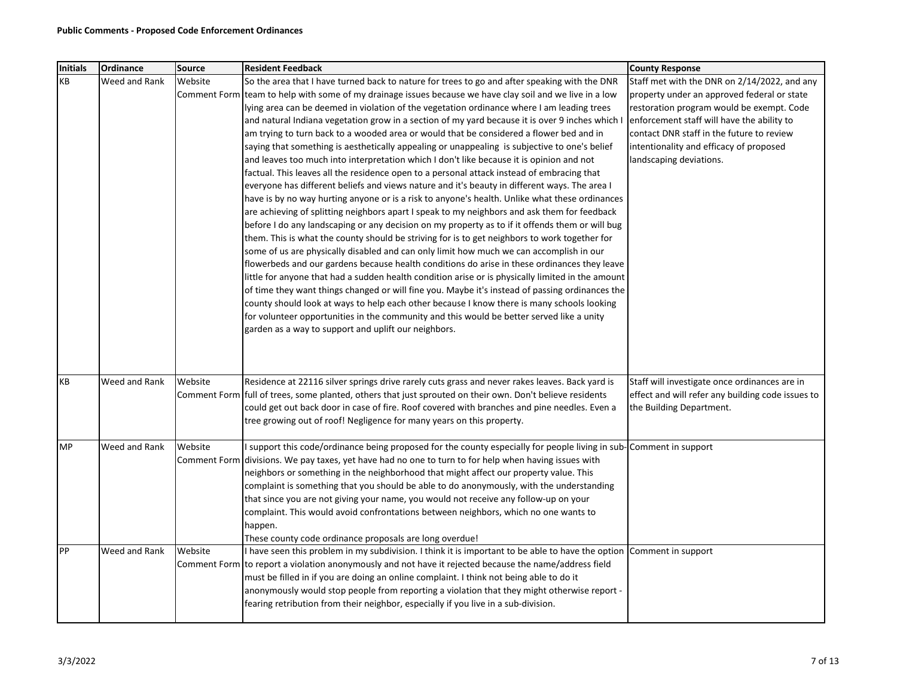**Public Comments - Proposed Code Enforcement Ordinances**

| Initials | Ordinance | Source | Resident Feedback | County Response |
| --- | --- | --- | --- | --- |
| KB | Weed and Rank | Website Comment Form | So the area that I have turned back to nature for trees to go and after speaking with the DNR team to help with some of my drainage issues because we have clay soil and we live in a low lying area can be deemed in violation of the vegetation ordinance where I am leading trees and natural Indiana vegetation grow in a section of my yard because it is over 9 inches which I am trying to turn back to a wooded area or would that be considered a flower bed and in saying that something is aesthetically appealing or unappealing is subjective to one's belief and leaves too much into interpretation which I don't like because it is opinion and not factual. This leaves all the residence open to a personal attack instead of embracing that everyone has different beliefs and views nature and it's beauty in different ways. The area I have is by no way hurting anyone or is a risk to anyone's health. Unlike what these ordinances are achieving of splitting neighbors apart I speak to my neighbors and ask them for feedback before I do any landscaping or any decision on my property as to if it offends them or will bug them. This is what the county should be striving for is to get neighbors to work together for some of us are physically disabled and can only limit how much we can accomplish in our flowerbeds and our gardens because health conditions do arise in these ordinances they leave little for anyone that had a sudden health condition arise or is physically limited in the amount of time they want things changed or will fine you. Maybe it's instead of passing ordinances the county should look at ways to help each other because I know there is many schools looking for volunteer opportunities in the community and this would be better served like a unity garden as a way to support and uplift our neighbors. | Staff met with the DNR on 2/14/2022, and any property under an approved federal or state restoration program would be exempt. Code enforcement staff will have the ability to contact DNR staff in the future to review intentionality and efficacy of proposed landscaping deviations. |
| KB | Weed and Rank | Website Comment Form | Residence at 22116 silver springs drive rarely cuts grass and never rakes leaves. Back yard is full of trees, some planted, others that just sprouted on their own. Don't believe residents could get out back door in case of fire. Roof covered with branches and pine needles. Even a tree growing out of roof! Negligence for many years on this property. | Staff will investigate once ordinances are in effect and will refer any building code issues to the Building Department. |
| MP | Weed and Rank | Website Comment Form | I support this code/ordinance being proposed for the county especially for people living in sub-divisions. We pay taxes, yet have had no one to turn to for help when having issues with neighbors or something in the neighborhood that might affect our property value. This complaint is something that you should be able to do anonymously, with the understanding that since you are not giving your name, you would not receive any follow-up on your complaint. This would avoid confrontations between neighbors, which no one wants to happen.<br>These county code ordinance proposals are long overdue! | Comment in support |
| PP | Weed and Rank | Website Comment Form | I have seen this problem in my subdivision. I think it is important to be able to have the option to report a violation anonymously and not have it rejected because the name/address field must be filled in if you are doing an online complaint. I think not being able to do it anonymously would stop people from reporting a violation that they might otherwise report - fearing retribution from their neighbor, especially if you live in a sub-division. | Comment in support |

3/3/2022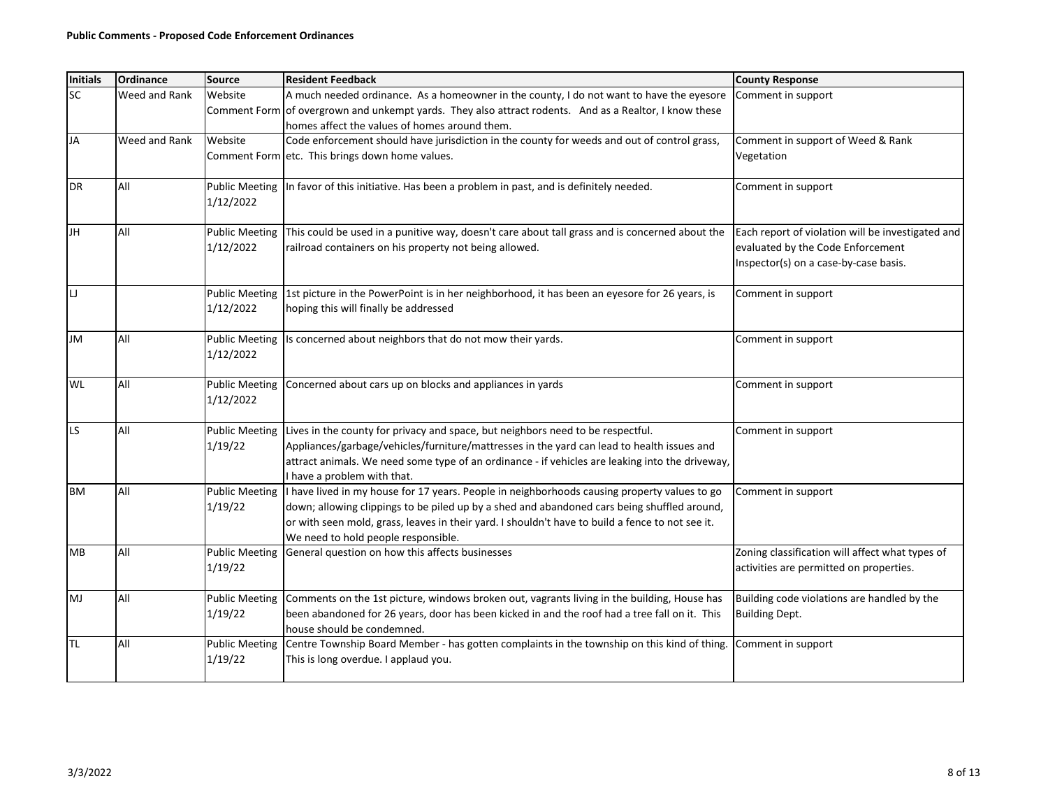**Public Comments - Proposed Code Enforcement Ordinances**

| Initials | Ordinance | Source | Resident Feedback | County Response |
|---|---|---|---|---|
| SC | Weed and Rank | Website Comment Form | A much needed ordinance. As a homeowner in the county, I do not want to have the eyesore of overgrown and unkempt yards. They also attract rodents. And as a Realtor, I know these homes affect the values of homes around them. | Comment in support |
| JA | Weed and Rank | Website Comment Form | Code enforcement should have jurisdiction in the county for weeds and out of control grass, etc. This brings down home values. | Comment in support of Weed & Rank Vegetation |
| DR | All | Public Meeting 1/12/2022 | In favor of this initiative. Has been a problem in past, and is definitely needed. | Comment in support |
| JH | All | Public Meeting 1/12/2022 | This could be used in a punitive way, doesn't care about tall grass and is concerned about the railroad containers on his property not being allowed. | Each report of violation will be investigated and evaluated by the Code Enforcement Inspector(s) on a case-by-case basis. |
| LJ | | Public Meeting 1/12/2022 | 1st picture in the PowerPoint is in her neighborhood, it has been an eyesore for 26 years, is hoping this will finally be addressed | Comment in support |
| JM | All | Public Meeting 1/12/2022 | Is concerned about neighbors that do not mow their yards. | Comment in support |
| WL | All | Public Meeting 1/12/2022 | Concerned about cars up on blocks and appliances in yards | Comment in support |
| LS | All | Public Meeting 1/19/22 | Lives in the county for privacy and space, but neighbors need to be respectful. Appliances/garbage/vehicles/furniture/mattresses in the yard can lead to health issues and attract animals. We need some type of an ordinance - if vehicles are leaking into the driveway, I have a problem with that. | Comment in support |
| BM | All | Public Meeting 1/19/22 | I have lived in my house for 17 years. People in neighborhoods causing property values to go down; allowing clippings to be piled up by a shed and abandoned cars being shuffled around, or with seen mold, grass, leaves in their yard. I shouldn't have to build a fence to not see it. We need to hold people responsible. | Comment in support |
| MB | All | Public Meeting 1/19/22 | General question on how this affects businesses | Zoning classification will affect what types of activities are permitted on properties. |
| MJ | All | Public Meeting 1/19/22 | Comments on the 1st picture, windows broken out, vagrants living in the building, House has been abandoned for 26 years, door has been kicked in and the roof had a tree fall on it. This house should be condemned. | Building code violations are handled by the Building Dept. |
| TL | All | Public Meeting 1/19/22 | Centre Township Board Member - has gotten complaints in the township on this kind of thing. This is long overdue. I applaud you. | Comment in support |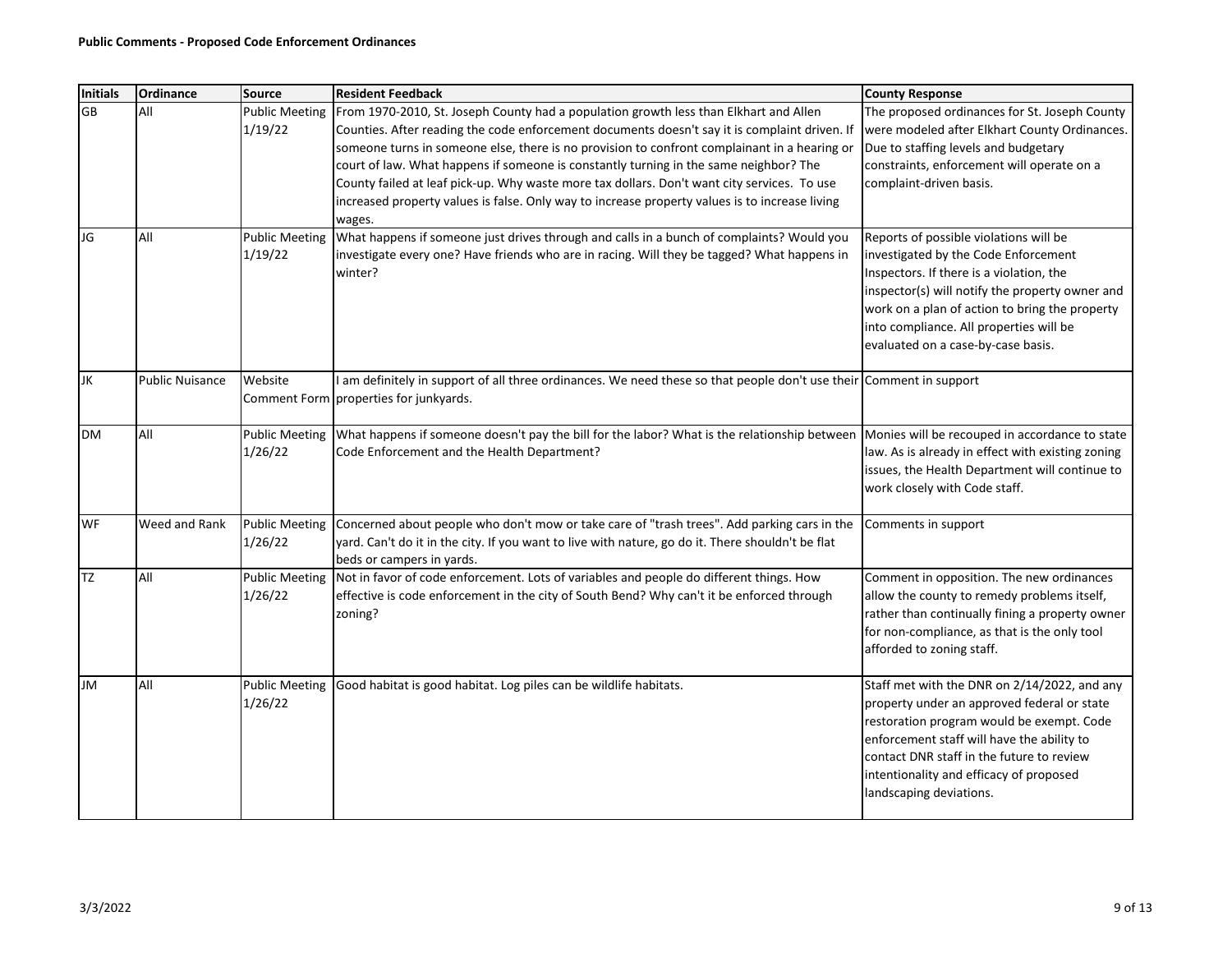**Public Comments - Proposed Code Enforcement Ordinances**

| Initials | Ordinance | Source | Resident Feedback | County Response |
|---|---|---|---|---|
| GB | All | Public Meeting 1/19/22 | From 1970-2010, St. Joseph County had a population growth less than Elkhart and Allen Counties. After reading the code enforcement documents doesn't say it is complaint driven. If someone turns in someone else, there is no provision to confront complainant in a hearing or court of law. What happens if someone is constantly turning in the same neighbor? The County failed at leaf pick-up. Why waste more tax dollars. Don't want city services. To use increased property values is false. Only way to increase property values is to increase living wages. | The proposed ordinances for St. Joseph County were modeled after Elkhart County Ordinances. Due to staffing levels and budgetary constraints, enforcement will operate on a complaint-driven basis. |
| JG | All | Public Meeting 1/19/22 | What happens if someone just drives through and calls in a bunch of complaints? Would you investigate every one? Have friends who are in racing. Will they be tagged? What happens in winter? | Reports of possible violations will be investigated by the Code Enforcement Inspectors. If there is a violation, the inspector(s) will notify the property owner and work on a plan of action to bring the property into compliance. All properties will be evaluated on a case-by-case basis. |
| JK | Public Nuisance | Website Comment Form | I am definitely in support of all three ordinances. We need these so that people don't use their properties for junkyards. | Comment in support |
| DM | All | Public Meeting 1/26/22 | What happens if someone doesn't pay the bill for the labor? What is the relationship between Code Enforcement and the Health Department? | Monies will be recouped in accordance to state law. As is already in effect with existing zoning issues, the Health Department will continue to work closely with Code staff. |
| WF | Weed and Rank | Public Meeting 1/26/22 | Concerned about people who don't mow or take care of "trash trees". Add parking cars in the yard. Can't do it in the city. If you want to live with nature, go do it. There shouldn't be flat beds or campers in yards. | Comments in support |
| TZ | All | Public Meeting 1/26/22 | Not in favor of code enforcement. Lots of variables and people do different things. How effective is code enforcement in the city of South Bend? Why can't it be enforced through zoning? | Comment in opposition. The new ordinances allow the county to remedy problems itself, rather than continually fining a property owner for non-compliance, as that is the only tool afforded to zoning staff. |
| JM | All | Public Meeting 1/26/22 | Good habitat is good habitat. Log piles can be wildlife habitats. | Staff met with the DNR on 2/14/2022, and any property under an approved federal or state restoration program would be exempt. Code enforcement staff will have the ability to contact DNR staff in the future to review intentionality and efficacy of proposed landscaping deviations. |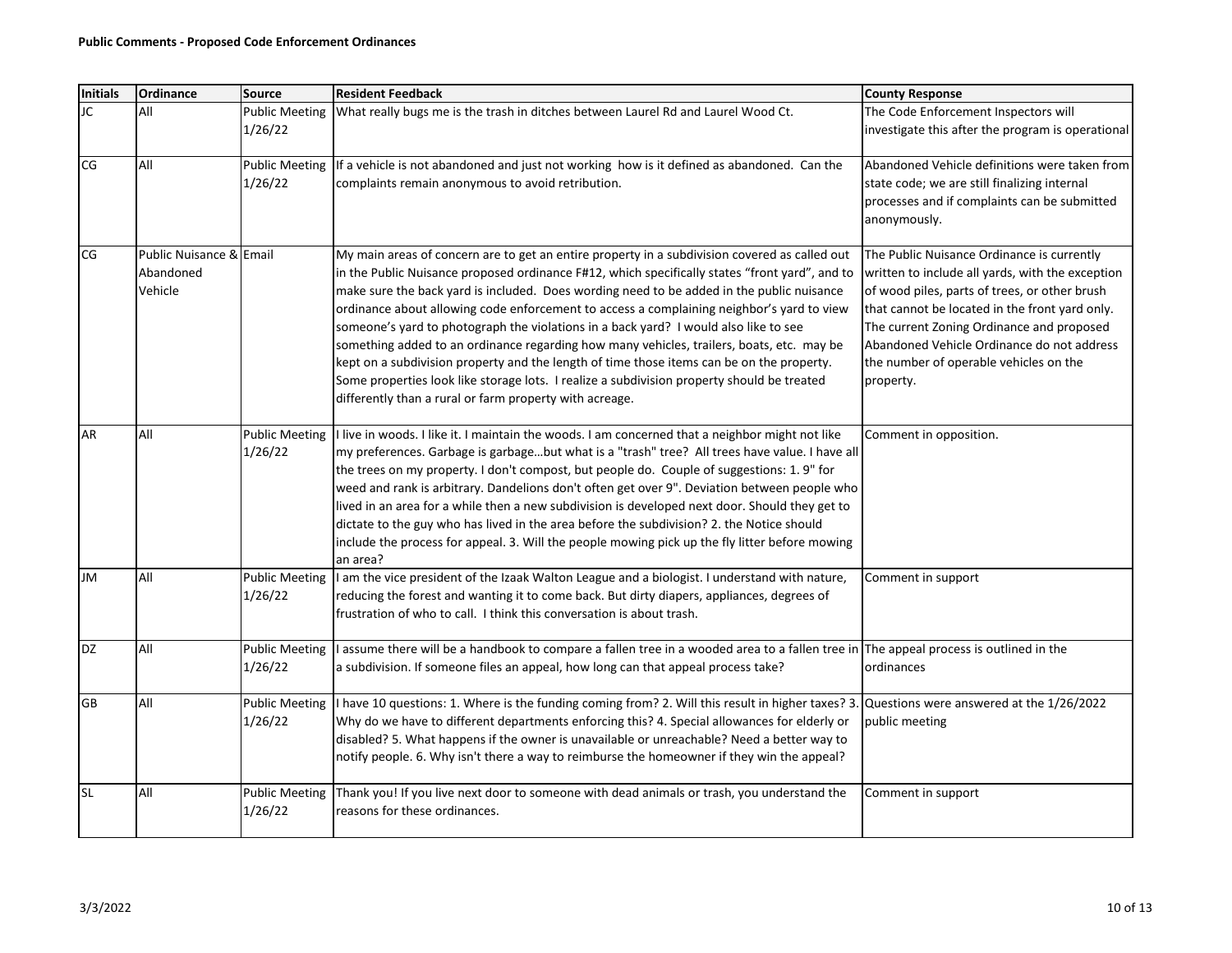**Public Comments - Proposed Code Enforcement Ordinances**

| Initials | Ordinance | Source | Resident Feedback | County Response |
|---|---|---|---|---|
| JC | All | Public Meeting 1/26/22 | What really bugs me is the trash in ditches between Laurel Rd and Laurel Wood Ct. | The Code Enforcement Inspectors will investigate this after the program is operational |
| CG | All | Public Meeting 1/26/22 | If a vehicle is not abandoned and just not working how is it defined as abandoned. Can the complaints remain anonymous to avoid retribution. | Abandoned Vehicle definitions were taken from state code; we are still finalizing internal processes and if complaints can be submitted anonymously. |
| CG | Public Nuisance & Abandoned Vehicle | Email | My main areas of concern are to get an entire property in a subdivision covered as called out in the Public Nuisance proposed ordinance F#12, which specifically states "front yard", and to make sure the back yard is included. Does wording need to be added in the public nuisance ordinance about allowing code enforcement to access a complaining neighbor's yard to view someone's yard to photograph the violations in a back yard? I would also like to see something added to an ordinance regarding how many vehicles, trailers, boats, etc. may be kept on a subdivision property and the length of time those items can be on the property. Some properties look like storage lots. I realize a subdivision property should be treated differently than a rural or farm property with acreage. | The Public Nuisance Ordinance is currently written to include all yards, with the exception of wood piles, parts of trees, or other brush that cannot be located in the front yard only. The current Zoning Ordinance and proposed Abandoned Vehicle Ordinance do not address the number of operable vehicles on the property. |
| AR | All | Public Meeting 1/26/22 | I live in woods. I like it. I maintain the woods. I am concerned that a neighbor might not like my preferences. Garbage is garbage…but what is a "trash" tree? All trees have value. I have all the trees on my property. I don't compost, but people do. Couple of suggestions: 1. 9" for weed and rank is arbitrary. Dandelions don't often get over 9". Deviation between people who lived in an area for a while then a new subdivision is developed next door. Should they get to dictate to the guy who has lived in the area before the subdivision? 2. the Notice should include the process for appeal. 3. Will the people mowing pick up the fly litter before mowing an area? | Comment in opposition. |
| JM | All | Public Meeting 1/26/22 | I am the vice president of the Izaak Walton League and a biologist. I understand with nature, reducing the forest and wanting it to come back. But dirty diapers, appliances, degrees of frustration of who to call. I think this conversation is about trash. | Comment in support |
| DZ | All | Public Meeting 1/26/22 | I assume there will be a handbook to compare a fallen tree in a wooded area to a fallen tree in a subdivision. If someone files an appeal, how long can that appeal process take? | The appeal process is outlined in the ordinances |
| GB | All | Public Meeting 1/26/22 | I have 10 questions: 1. Where is the funding coming from? 2. Will this result in higher taxes? 3. Why do we have to different departments enforcing this? 4. Special allowances for elderly or disabled? 5. What happens if the owner is unavailable or unreachable? Need a better way to notify people. 6. Why isn't there a way to reimburse the homeowner if they win the appeal? | Questions were answered at the 1/26/2022 public meeting |
| SL | All | Public Meeting 1/26/22 | Thank you! If you live next door to someone with dead animals or trash, you understand the reasons for these ordinances. | Comment in support |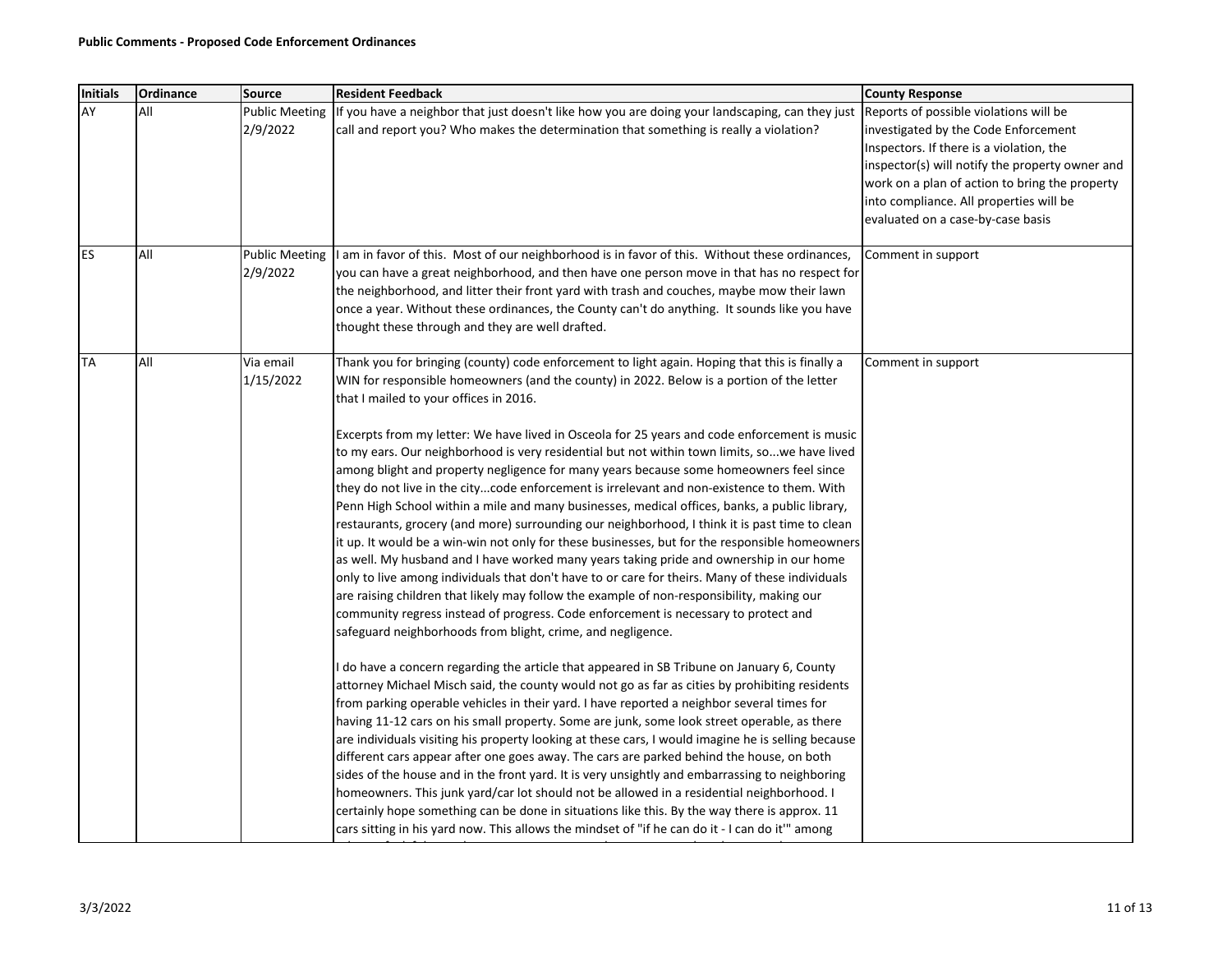**Public Comments - Proposed Code Enforcement Ordinances**

| Initials | Ordinance | Source | Resident Feedback | County Response |
|---|---|---|---|---|
| AY | All | Public Meeting 2/9/2022 | If you have a neighbor that just doesn't like how you are doing your landscaping, can they just call and report you? Who makes the determination that something is really a violation? | Reports of possible violations will be investigated by the Code Enforcement Inspectors. If there is a violation, the inspector(s) will notify the property owner and work on a plan of action to bring the property into compliance. All properties will be evaluated on a case-by-case basis |
| ES | All | Public Meeting 2/9/2022 | I am in favor of this. Most of our neighborhood is in favor of this. Without these ordinances, you can have a great neighborhood, and then have one person move in that has no respect for the neighborhood, and litter their front yard with trash and couches, maybe mow their lawn once a year. Without these ordinances, the County can't do anything. It sounds like you have thought these through and they are well drafted. | Comment in support |
| TA | All | Via email 1/15/2022 | Thank you for bringing (county) code enforcement to light again. Hoping that this is finally a WIN for responsible homeowners (and the county) in 2022. Below is a portion of the letter that I mailed to your offices in 2016.<br><br>Excerpts from my letter: We have lived in Osceola for 25 years and code enforcement is music to my ears. Our neighborhood is very residential but not within town limits, so...we have lived among blight and property negligence for many years because some homeowners feel since they do not live in the city...code enforcement is irrelevant and non-existence to them. With Penn High School within a mile and many businesses, medical offices, banks, a public library, restaurants, grocery (and more) surrounding our neighborhood, I think it is past time to clean it up. It would be a win-win not only for these businesses, but for the responsible homeowners as well. My husband and I have worked many years taking pride and ownership in our home only to live among individuals that don't have to or care for theirs. Many of these individuals are raising children that likely may follow the example of non-responsibility, making our community regress instead of progress. Code enforcement is necessary to protect and safeguard neighborhoods from blight, crime, and negligence.<br><br>I do have a concern regarding the article that appeared in SB Tribune on January 6, County attorney Michael Misch said, the county would not go as far as cities by prohibiting residents from parking operable vehicles in their yard. I have reported a neighbor several times for having 11-12 cars on his small property. Some are junk, some look street operable, as there are individuals visiting his property looking at these cars, I would imagine he is selling because different cars appear after one goes away. The cars are parked behind the house, on both sides of the house and in the front yard. It is very unsightly and embarrassing to neighboring homeowners. This junk yard/car lot should not be allowed in a residential neighborhood. I certainly hope something can be done in situations like this. By the way there is approx. 11 cars sitting in his yard now. This allows the mindset of "if he can do it - I can do it'" among | Comment in support |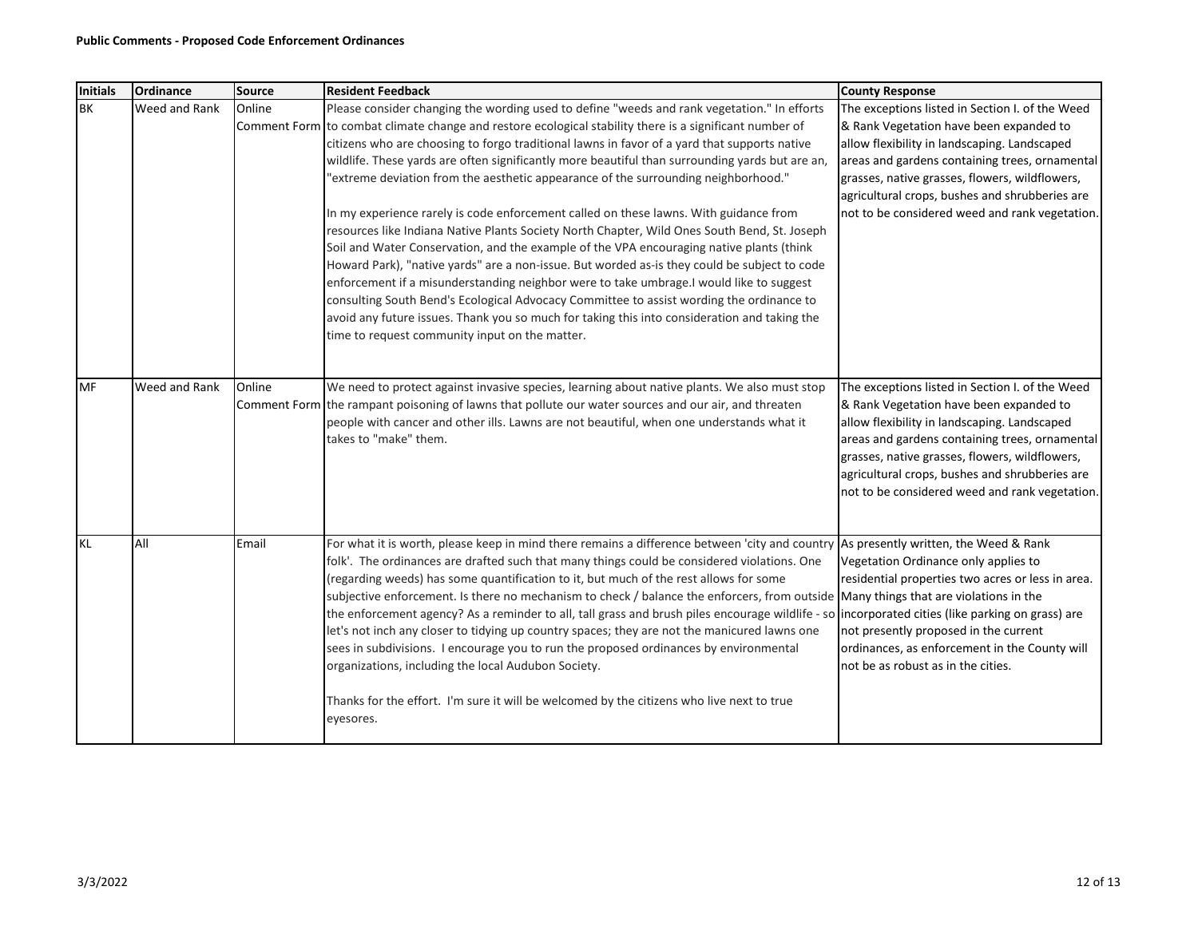**Public Comments - Proposed Code Enforcement Ordinances**

| Initials | Ordinance | Source | Resident Feedback | County Response |
|---|---|---|---|---|
| BK | Weed and Rank | Online Comment Form | Please consider changing the wording used to define "weeds and rank vegetation." In efforts to combat climate change and restore ecological stability there is a significant number of citizens who are choosing to forgo traditional lawns in favor of a yard that supports native wildlife. These yards are often significantly more beautiful than surrounding yards but are an, "extreme deviation from the aesthetic appearance of the surrounding neighborhood."<br><br>In my experience rarely is code enforcement called on these lawns. With guidance from resources like Indiana Native Plants Society North Chapter, Wild Ones South Bend, St. Joseph Soil and Water Conservation, and the example of the VPA encouraging native plants (think Howard Park), "native yards" are a non-issue. But worded as-is they could be subject to code enforcement if a misunderstanding neighbor were to take umbrage.I would like to suggest consulting South Bend's Ecological Advocacy Committee to assist wording the ordinance to avoid any future issues. Thank you so much for taking this into consideration and taking the time to request community input on the matter. | The exceptions listed in Section I. of the Weed & Rank Vegetation have been expanded to allow flexibility in landscaping. Landscaped areas and gardens containing trees, ornamental grasses, native grasses, flowers, wildflowers, agricultural crops, bushes and shrubberies are not to be considered weed and rank vegetation. |
| MF | Weed and Rank | Online Comment Form | We need to protect against invasive species, learning about native plants. We also must stop the rampant poisoning of lawns that pollute our water sources and our air, and threaten people with cancer and other ills. Lawns are not beautiful, when one understands what it takes to "make" them. | The exceptions listed in Section I. of the Weed & Rank Vegetation have been expanded to allow flexibility in landscaping. Landscaped areas and gardens containing trees, ornamental grasses, native grasses, flowers, wildflowers, agricultural crops, bushes and shrubberies are not to be considered weed and rank vegetation. |
| KL | All | Email | For what it is worth, please keep in mind there remains a difference between 'city and country folk'. The ordinances are drafted such that many things could be considered violations. One (regarding weeds) has some quantification to it, but much of the rest allows for some subjective enforcement. Is there no mechanism to check / balance the enforcers, from outside the enforcement agency? As a reminder to all, tall grass and brush piles encourage wildlife - so let's not inch any closer to tidying up country spaces; they are not the manicured lawns one sees in subdivisions. I encourage you to run the proposed ordinances by environmental organizations, including the local Audubon Society.<br><br>Thanks for the effort. I'm sure it will be welcomed by the citizens who live next to true eyesores. | As presently written, the Weed & Rank Vegetation Ordinance only applies to residential properties two acres or less in area. Many things that are violations in the incorporated cities (like parking on grass) are not presently proposed in the current ordinances, as enforcement in the County will not be as robust as in the cities. |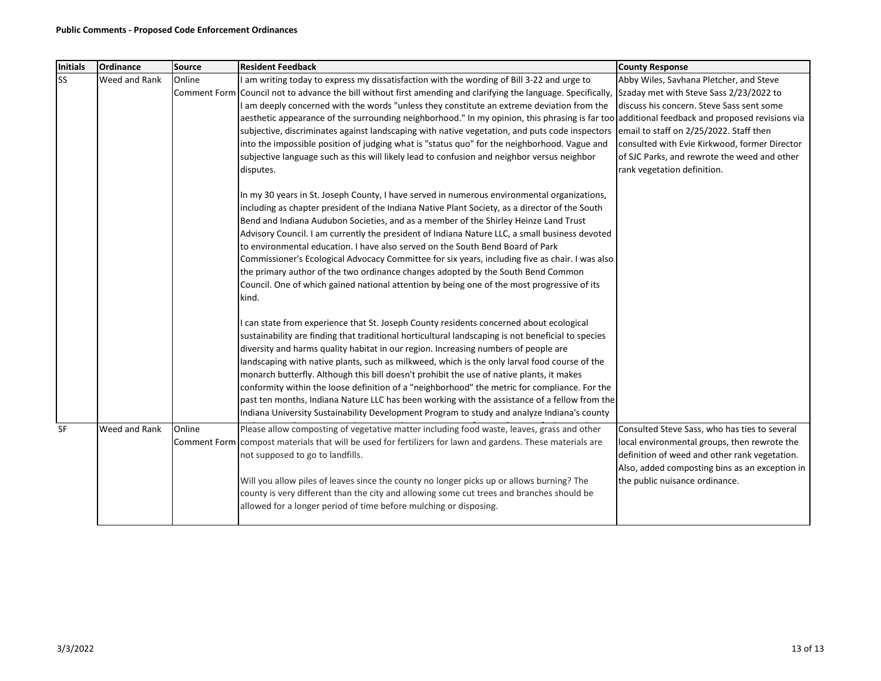**Public Comments - Proposed Code Enforcement Ordinances**

| Initials | Ordinance | Source | Resident Feedback | County Response |
|---|---|---|---|---|
| SS | Weed and Rank | Online Comment Form | I am writing today to express my dissatisfaction with the wording of Bill 3-22 and urge to Council not to advance the bill without first amending and clarifying the language. Specifically, I am deeply concerned with the words "unless they constitute an extreme deviation from the aesthetic appearance of the surrounding neighborhood." In my opinion, this phrasing is far too subjective, discriminates against landscaping with native vegetation, and puts code inspectors into the impossible position of judging what is "status quo" for the neighborhood. Vague and subjective language such as this will likely lead to confusion and neighbor versus neighbor disputes.<br><br>In my 30 years in St. Joseph County, I have served in numerous environmental organizations, including as chapter president of the Indiana Native Plant Society, as a director of the South Bend and Indiana Audubon Societies, and as a member of the Shirley Heinze Land Trust Advisory Council. I am currently the president of Indiana Nature LLC, a small business devoted to environmental education. I have also served on the South Bend Board of Park Commissioner's Ecological Advocacy Committee for six years, including five as chair. I was also the primary author of the two ordinance changes adopted by the South Bend Common Council. One of which gained national attention by being one of the most progressive of its kind.<br><br>I can state from experience that St. Joseph County residents concerned about ecological sustainability are finding that traditional horticultural landscaping is not beneficial to species diversity and harms quality habitat in our region. Increasing numbers of people are landscaping with native plants, such as milkweed, which is the only larval food course of the monarch butterfly. Although this bill doesn't prohibit the use of native plants, it makes conformity within the loose definition of a "neighborhood" the metric for compliance. For the past ten months, Indiana Nature LLC has been working with the assistance of a fellow from the Indiana University Sustainability Development Program to study and analyze Indiana's county | Abby Wiles, Savhana Pletcher, and Steve Szaday met with Steve Sass 2/23/2022 to discuss his concern. Steve Sass sent some additional feedback and proposed revisions via email to staff on 2/25/2022. Staff then consulted with Evie Kirkwood, former Director of SJC Parks, and rewrote the weed and other rank vegetation definition. |
| SF | Weed and Rank | Online Comment Form | Please allow composting of vegetative matter including food waste, leaves, grass and other compost materials that will be used for fertilizers for lawn and gardens. These materials are not supposed to go to landfills.<br><br>Will you allow piles of leaves since the county no longer picks up or allows burning? The county is very different than the city and allowing some cut trees and branches should be allowed for a longer period of time before mulching or disposing. | Consulted Steve Sass, who has ties to several local environmental groups, then rewrote the definition of weed and other rank vegetation. Also, added composting bins as an exception in the public nuisance ordinance. |

3/3/2022